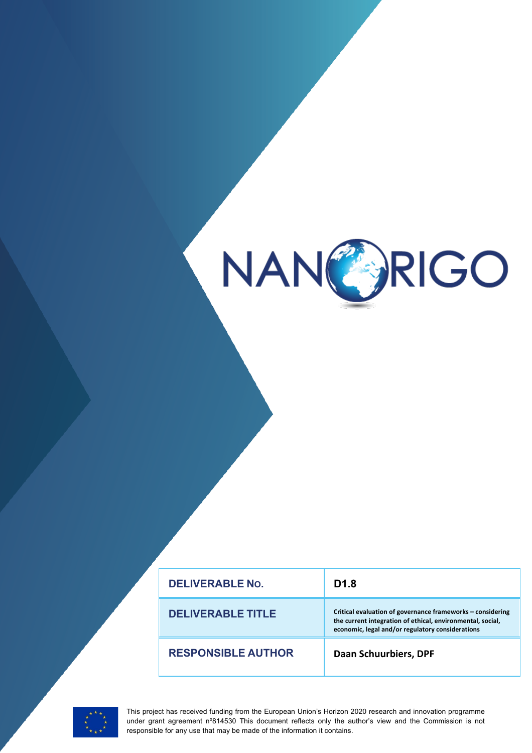# NANORIGO

| DELIVERABLE No. | D1.8 |
| --- | --- |
| DELIVERABLE TITLE | Critical evaluation of governance frameworks – considering the current integration of ethical, environmental, social, economic, legal and/or regulatory considerations |
| RESPONSIBLE AUTHOR | Daan Schuurbiers, DPF |

This project has received funding from the European Union's Horizon 2020 research and innovation programme under grant agreement nº814530 This document reflects only the author's view and the Commission is not responsible for any use that may be made of the information it contains.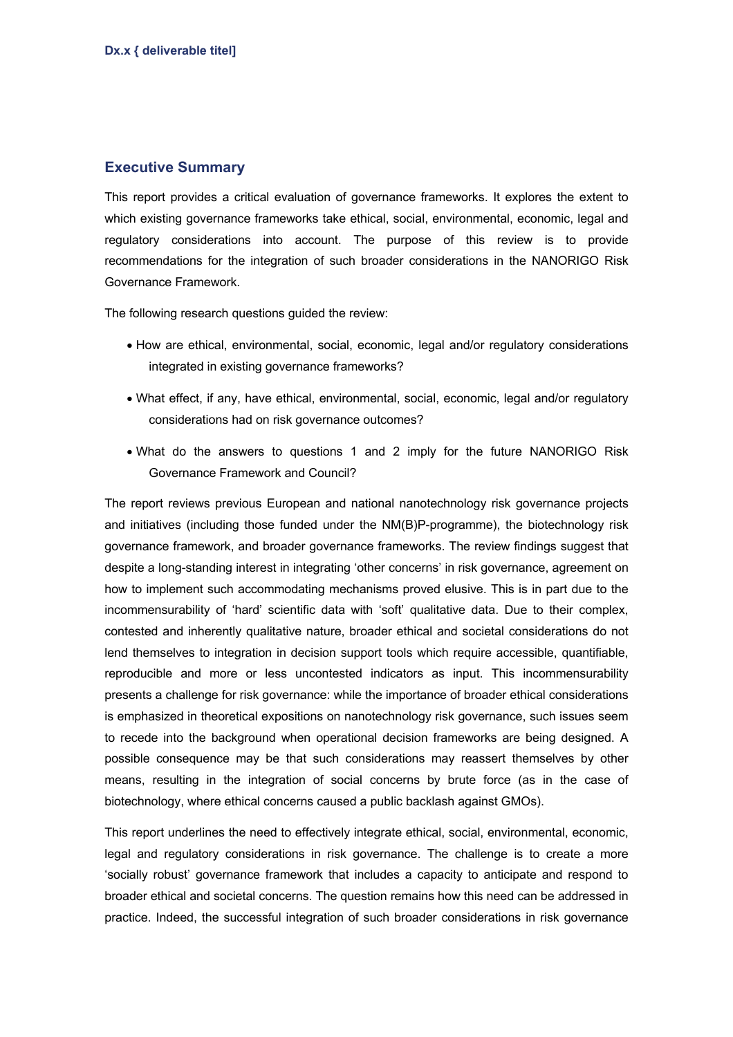## Executive Summary

This report provides a critical evaluation of governance frameworks. It explores the extent to which existing governance frameworks take ethical, social, environmental, economic, legal and regulatory considerations into account. The purpose of this review is to provide recommendations for the integration of such broader considerations in the NANORIGO Risk Governance Framework.

The following research questions guided the review:

- How are ethical, environmental, social, economic, legal and/or regulatory considerations integrated in existing governance frameworks?
- What effect, if any, have ethical, environmental, social, economic, legal and/or regulatory considerations had on risk governance outcomes?
- What do the answers to questions 1 and 2 imply for the future NANORIGO Risk Governance Framework and Council?

The report reviews previous European and national nanotechnology risk governance projects and initiatives (including those funded under the NM(B)P-programme), the biotechnology risk governance framework, and broader governance frameworks. The review findings suggest that despite a long-standing interest in integrating 'other concerns' in risk governance, agreement on how to implement such accommodating mechanisms proved elusive. This is in part due to the incommensurability of 'hard' scientific data with 'soft' qualitative data. Due to their complex, contested and inherently qualitative nature, broader ethical and societal considerations do not lend themselves to integration in decision support tools which require accessible, quantifiable, reproducible and more or less uncontested indicators as input. This incommensurability presents a challenge for risk governance: while the importance of broader ethical considerations is emphasized in theoretical expositions on nanotechnology risk governance, such issues seem to recede into the background when operational decision frameworks are being designed. A possible consequence may be that such considerations may reassert themselves by other means, resulting in the integration of social concerns by brute force (as in the case of biotechnology, where ethical concerns caused a public backlash against GMOs).

This report underlines the need to effectively integrate ethical, social, environmental, economic, legal and regulatory considerations in risk governance. The challenge is to create a more 'socially robust' governance framework that includes a capacity to anticipate and respond to broader ethical and societal concerns. The question remains how this need can be addressed in practice. Indeed, the successful integration of such broader considerations in risk governance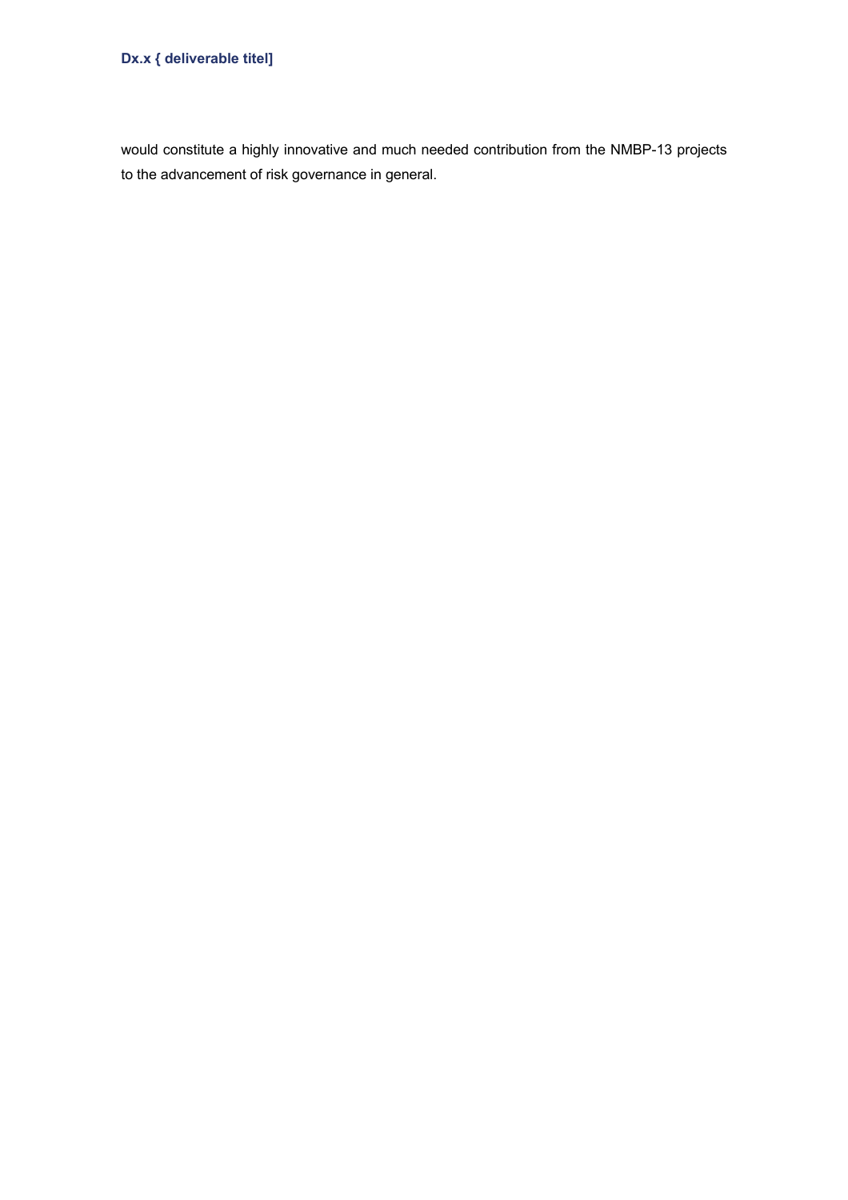would constitute a highly innovative and much needed contribution from the NMBP-13 projects to the advancement of risk governance in general.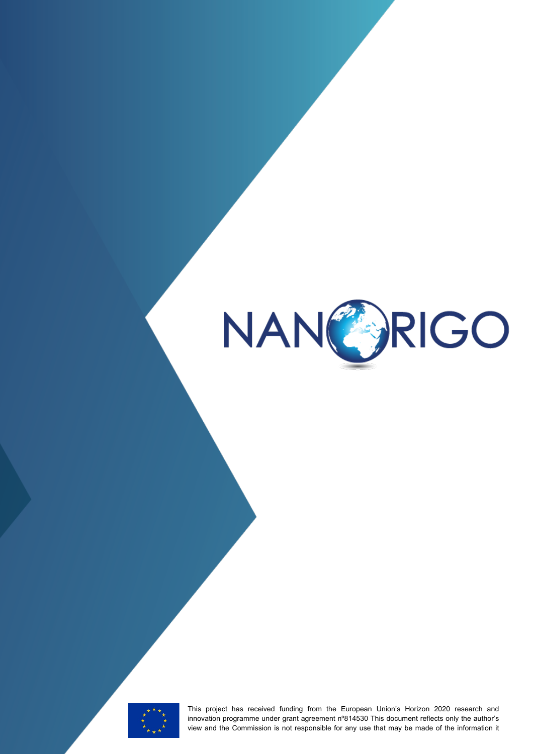NANORIGO

This project has received funding from the European Union's Horizon 2020 research and innovation programme under grant agreement nº814530 This document reflects only the author's view and the Commission is not responsible for any use that may be made of the information it